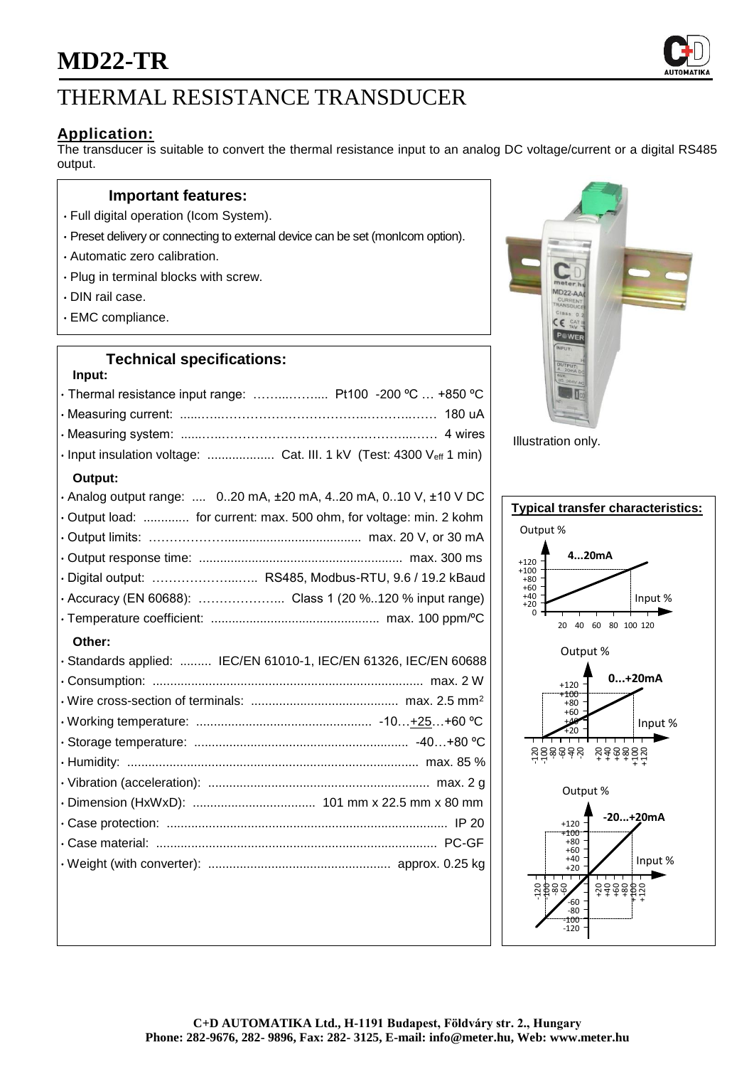# MD22-TR

## THERMAL RESISTANCE TRANSDUCER

### Application:

The transducer is suitable to convert the thermal resistance input to an analog DC voltage/current or a digital RS485 output.

### Important features:

- Full digital operation (Icom System).
- Preset delivery or connecting to external device can be set (monIcom option).
- Automatic zero calibration.
- Plug in terminal blocks with screw.
- DIN rail case.
- EMC compliance.

### Technical specifications:

**Input:**

- Thermal resistance input range: ........... Pt100 -200 ºC … +850 ºC
- Measuring current: .......... 180 uA
- Measuring system: .......... 4 wires
- Input insulation voltage: ................... Cat. III. 1 kV (Test: 4300 $V_{eff}$ 1 min)

**Output:**

- Analog output range: .... 0..20 mA, ±20 mA, 4..20 mA, 0..10 V, ±10 V DC
- Output load: ............. for current: max. 500 ohm, for voltage: min. 2 kohm
- Output limits: .......... max. 20 V, or 30 mA
- Output response time: .......... max. 300 ms
- Digital output: .......... RS485, Modbus-RTU, 9.6 / 19.2 kBaud
- Accuracy (EN 60688): .......... Class 1 (20 %..120 % input range)
- Temperature coefficient: .......... max. 100 ppm/ºC

**Other:**

- Standards applied: ......... IEC/EN 61010-1, IEC/EN 61326, IEC/EN 60688
- Consumption: .......... max. 2 W
- Wire cross-section of terminals: .......... max. 2.5 mm²
- Working temperature: .......... -10…+25…+60 ºC
- Storage temperature: .......... -40…+80 ºC
- Humidity: .......... max. 85 %
- Vibration (acceleration): .......... max. 2 g
- Dimension (HxWxD): .......... 101 mm x 22.5 mm x 80 mm
- Case protection: .......... IP 20
- Case material: .......... PC-GF
- Weight (with converter): .......... approx. 0.25 kg

Illustration only.

**Typical transfer characteristics:**

- 4...20mA (Output % vs Input %)
- 0...+20mA (Output % vs Input %)
- -20...+20mA (Output % vs Input %)

**C+D AUTOMATIKA Ltd., H-1191 Budapest, Földváry str. 2., Hungary**
**Phone: 282-9676, 282- 9896, Fax: 282- 3125, E-mail: info@meter.hu, Web: www.meter.hu**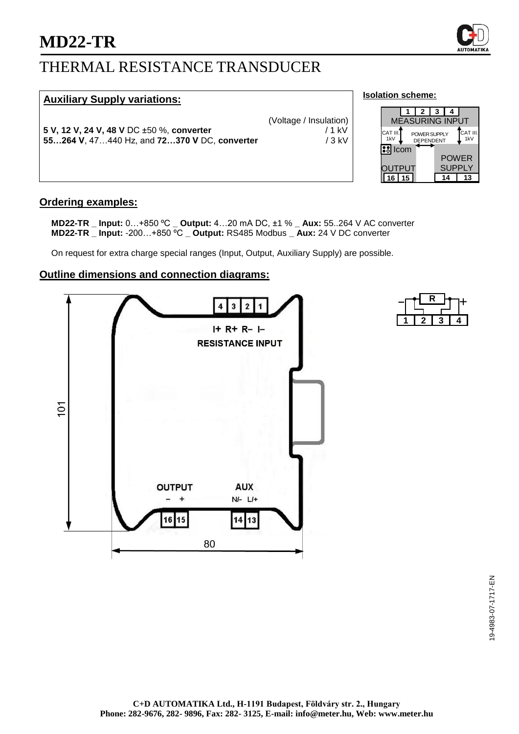# MD22-TR

## THERMAL RESISTANCE TRANSDUCER

### Auxiliary Supply variations:

(Voltage / Insulation)

**5 V, 12 V, 24 V, 48 V** DC ±50 %, **converter** / 1 kV
**55…264 V**, 47…440 Hz, and **72…370 V** DC, **converter** / 3 kV

**Isolation scheme:**

1 2 3 4
MEASURING INPUT
CAT III. 1kV
POWER SUPPLY DEPENDENT
CAT III. 1kV
Icom
OUTPUT
16 15
POWER SUPPLY
14 13

### Ordering examples:

**MD22-TR _ Input:** 0…+850 ºC _ **Output:** 4…20 mA DC, ±1 % _ **Aux:** 55..264 V AC converter
**MD22-TR _ Input:** -200…+850 ºC _ **Output:** RS485 Modbus _ **Aux:** 24 V DC converter

On request for extra charge special ranges (Input, Output, Auxiliary Supply) are possible.

### Outline dimensions and connection diagrams:

4 3 2 1
I+ R+ R– I–
RESISTANCE INPUT

OUTPUT
– +
16 15

AUX
N/- L/+
14 13

101
80

R
– +
1 2 3 4

19-4983-07-1717-EN

**C+D AUTOMATIKA Ltd., H-1191 Budapest, Földváry str. 2., Hungary**
**Phone: 282-9676, 282- 9896, Fax: 282- 3125, E-mail: info@meter.hu, Web: www.meter.hu**